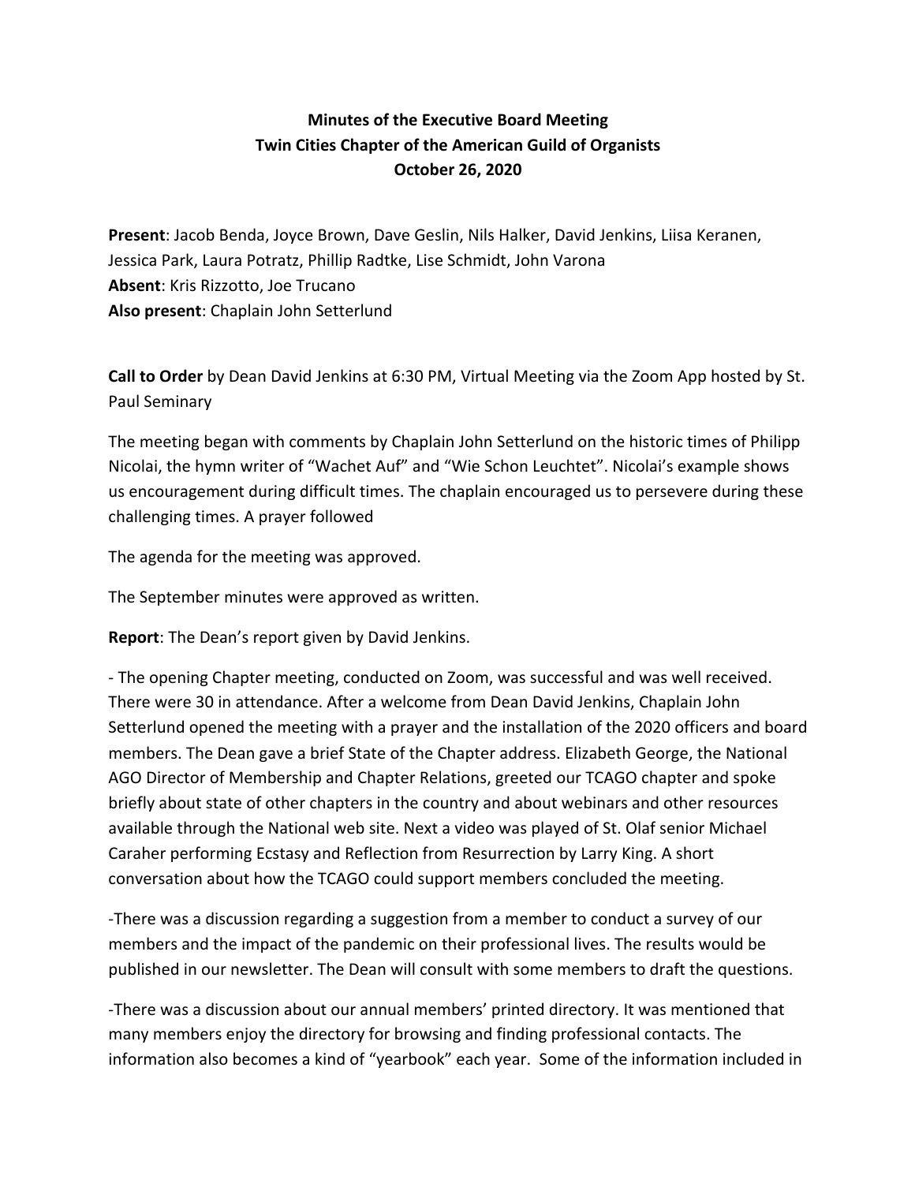**Minutes of the Executive Board Meeting**
**Twin Cities Chapter of the American Guild of Organists**
**October 26, 2020**

**Present**: Jacob Benda, Joyce Brown, Dave Geslin, Nils Halker, David Jenkins, Liisa Keranen, Jessica Park, Laura Potratz, Phillip Radtke, Lise Schmidt, John Varona
**Absent**: Kris Rizzotto, Joe Trucano
**Also present**: Chaplain John Setterlund

**Call to Order** by Dean David Jenkins at 6:30 PM, Virtual Meeting via the Zoom App hosted by St. Paul Seminary

The meeting began with comments by Chaplain John Setterlund on the historic times of Philipp Nicolai, the hymn writer of "Wachet Auf" and "Wie Schon Leuchtet". Nicolai's example shows us encouragement during difficult times. The chaplain encouraged us to persevere during these challenging times. A prayer followed

The agenda for the meeting was approved.

The September minutes were approved as written.

**Report**: The Dean's report given by David Jenkins.

- The opening Chapter meeting, conducted on Zoom, was successful and was well received. There were 30 in attendance. After a welcome from Dean David Jenkins, Chaplain John Setterlund opened the meeting with a prayer and the installation of the 2020 officers and board members. The Dean gave a brief State of the Chapter address. Elizabeth George, the National AGO Director of Membership and Chapter Relations, greeted our TCAGO chapter and spoke briefly about state of other chapters in the country and about webinars and other resources available through the National web site. Next a video was played of St. Olaf senior Michael Caraher performing Ecstasy and Reflection from Resurrection by Larry King. A short conversation about how the TCAGO could support members concluded the meeting.

-There was a discussion regarding a suggestion from a member to conduct a survey of our members and the impact of the pandemic on their professional lives. The results would be published in our newsletter. The Dean will consult with some members to draft the questions.

-There was a discussion about our annual members' printed directory. It was mentioned that many members enjoy the directory for browsing and finding professional contacts. The information also becomes a kind of "yearbook" each year. Some of the information included in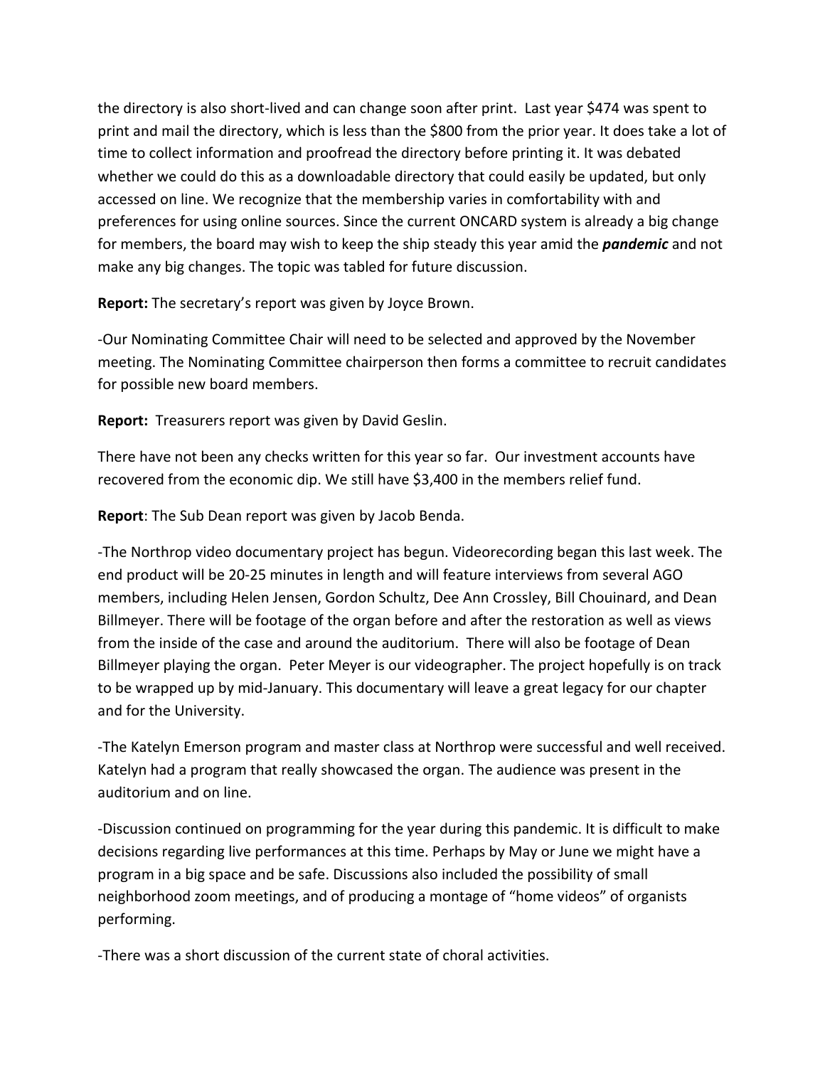the directory is also short-lived and can change soon after print. Last year $474 was spent to print and mail the directory, which is less than the $800 from the prior year. It does take a lot of time to collect information and proofread the directory before printing it. It was debated whether we could do this as a downloadable directory that could easily be updated, but only accessed on line. We recognize that the membership varies in comfortability with and preferences for using online sources. Since the current ONCARD system is already a big change for members, the board may wish to keep the ship steady this year amid the ***pandemic*** and not make any big changes. The topic was tabled for future discussion.

**Report:** The secretary's report was given by Joyce Brown.

-Our Nominating Committee Chair will need to be selected and approved by the November meeting. The Nominating Committee chairperson then forms a committee to recruit candidates for possible new board members.

**Report:** Treasurers report was given by David Geslin.

There have not been any checks written for this year so far. Our investment accounts have recovered from the economic dip. We still have $3,400 in the members relief fund.

**Report**: The Sub Dean report was given by Jacob Benda.

-The Northrop video documentary project has begun. Videorecording began this last week. The end product will be 20-25 minutes in length and will feature interviews from several AGO members, including Helen Jensen, Gordon Schultz, Dee Ann Crossley, Bill Chouinard, and Dean Billmeyer. There will be footage of the organ before and after the restoration as well as views from the inside of the case and around the auditorium. There will also be footage of Dean Billmeyer playing the organ. Peter Meyer is our videographer. The project hopefully is on track to be wrapped up by mid-January. This documentary will leave a great legacy for our chapter and for the University.

-The Katelyn Emerson program and master class at Northrop were successful and well received. Katelyn had a program that really showcased the organ. The audience was present in the auditorium and on line.

-Discussion continued on programming for the year during this pandemic. It is difficult to make decisions regarding live performances at this time. Perhaps by May or June we might have a program in a big space and be safe. Discussions also included the possibility of small neighborhood zoom meetings, and of producing a montage of "home videos" of organists performing.

-There was a short discussion of the current state of choral activities.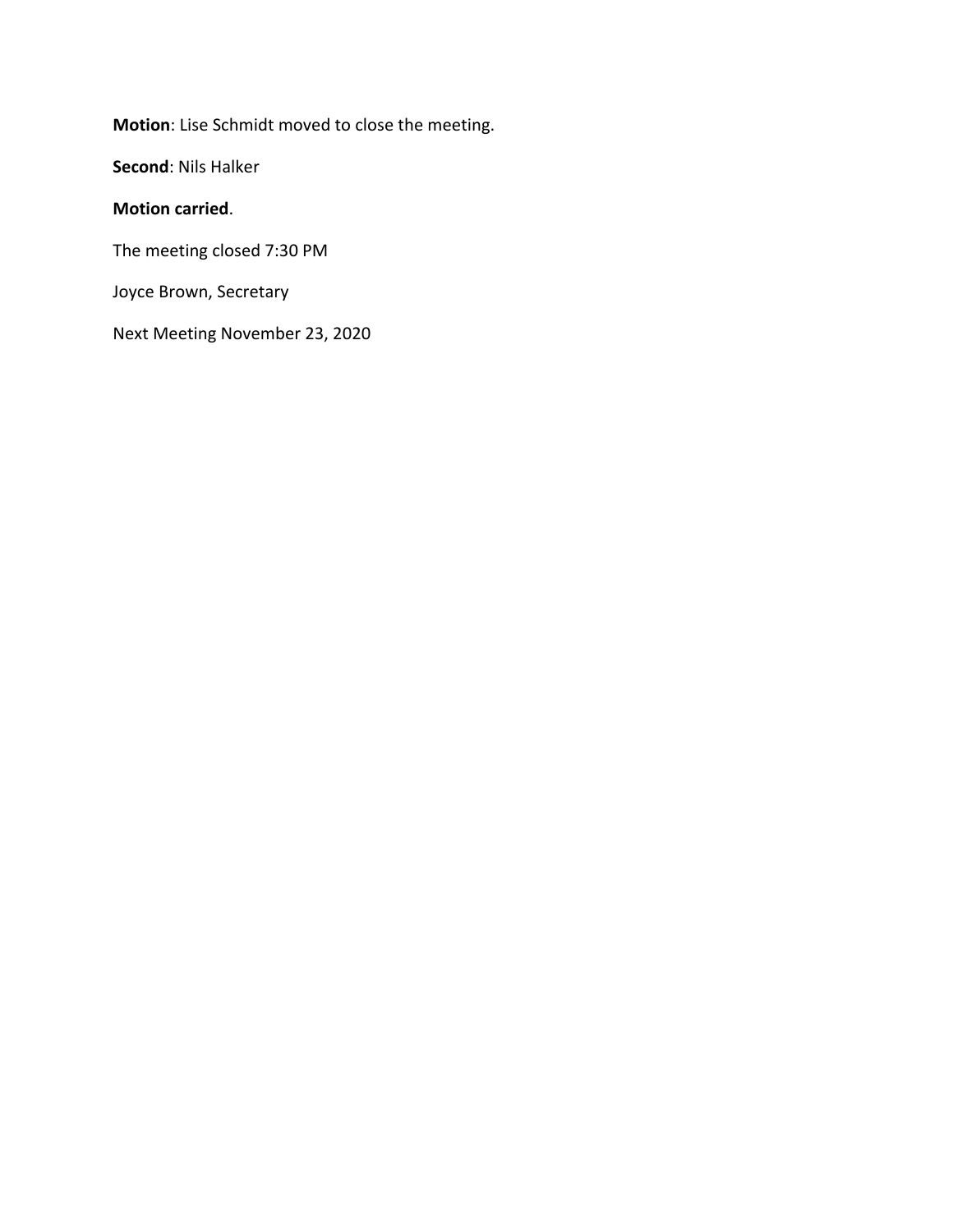**Motion**: Lise Schmidt moved to close the meeting.

**Second**: Nils Halker

**Motion carried**.

The meeting closed 7:30 PM

Joyce Brown, Secretary

Next Meeting November 23, 2020